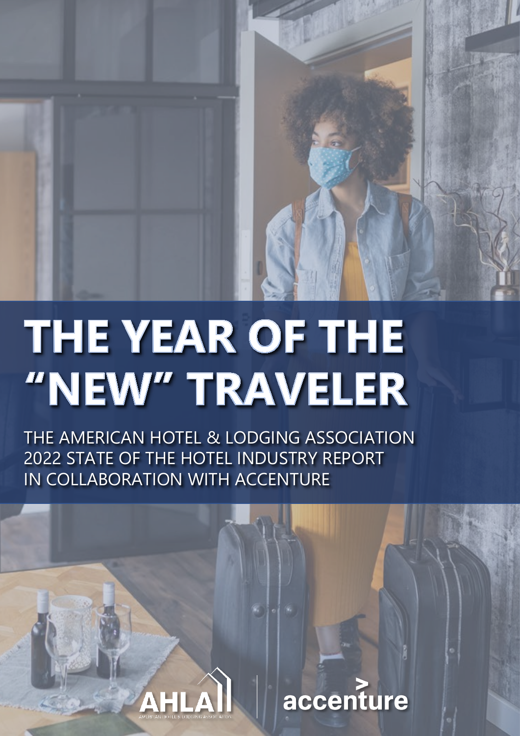# THE YEAR OF THE "NEW" TRAVELER

THE AMERICAN HOTEL & LODGING ASSOCIATION
2022 STATE OF THE HOTEL INDUSTRY REPORT
IN COLLABORATION WITH ACCENTURE

AHLA | AMERICAN HOTEL & LODGING ASSOCIATION

accenture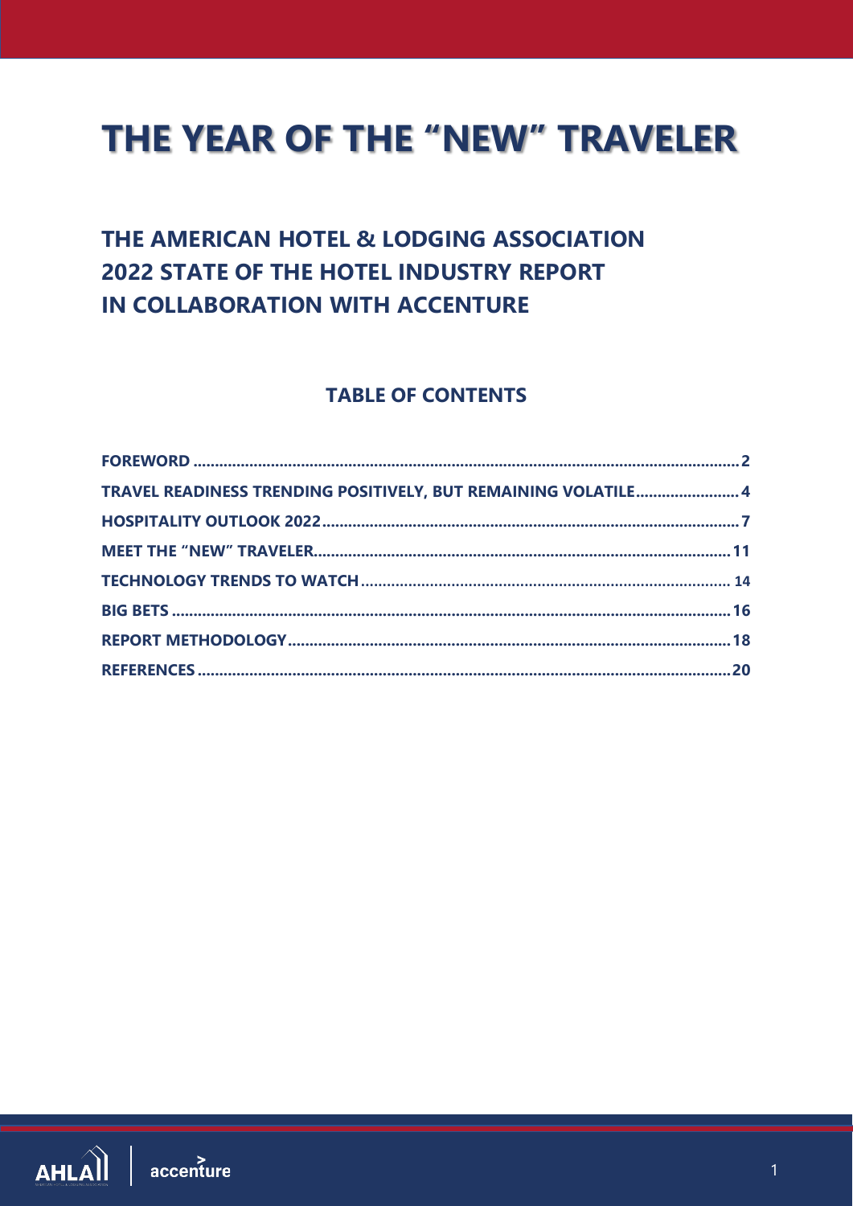# THE YEAR OF THE "NEW" TRAVELER

## THE AMERICAN HOTEL & LODGING ASSOCIATION 2022 STATE OF THE HOTEL INDUSTRY REPORT IN COLLABORATION WITH ACCENTURE

### TABLE OF CONTENTS

| | |
|---|---|
| FOREWORD | 2 |
| TRAVEL READINESS TRENDING POSITIVELY, BUT REMAINING VOLATILE | 4 |
| HOSPITALITY OUTLOOK 2022 | 7 |
| MEET THE "NEW" TRAVELER | 11 |
| TECHNOLOGY TRENDS TO WATCH | 14 |
| BIG BETS | 16 |
| REPORT METHODOLOGY | 18 |
| REFERENCES | 20 |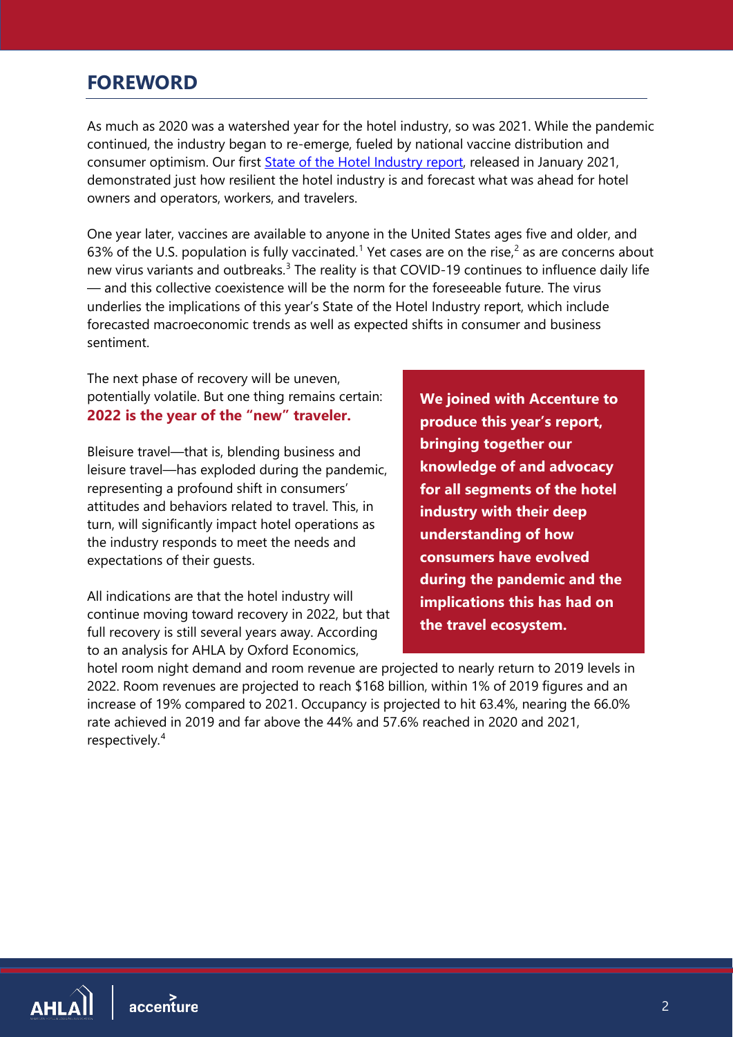## FOREWORD

As much as 2020 was a watershed year for the hotel industry, so was 2021. While the pandemic continued, the industry began to re-emerge, fueled by national vaccine distribution and consumer optimism. Our first [State of the Hotel Industry report](), released in January 2021, demonstrated just how resilient the hotel industry is and forecast what was ahead for hotel owners and operators, workers, and travelers.

One year later, vaccines are available to anyone in the United States ages five and older, and 63% of the U.S. population is fully vaccinated.[1] Yet cases are on the rise,[2] as are concerns about new virus variants and outbreaks.[3] The reality is that COVID-19 continues to influence daily life — and this collective coexistence will be the norm for the foreseeable future. The virus underlies the implications of this year's State of the Hotel Industry report, which include forecasted macroeconomic trends as well as expected shifts in consumer and business sentiment.

The next phase of recovery will be uneven, potentially volatile. But one thing remains certain: **2022 is the year of the "new" traveler.**

Bleisure travel—that is, blending business and leisure travel—has exploded during the pandemic, representing a profound shift in consumers' attitudes and behaviors related to travel. This, in turn, will significantly impact hotel operations as the industry responds to meet the needs and expectations of their guests.

All indications are that the hotel industry will continue moving toward recovery in 2022, but that full recovery is still several years away. According to an analysis for AHLA by Oxford Economics, hotel room night demand and room revenue are projected to nearly return to 2019 levels in 2022. Room revenues are projected to reach $168 billion, within 1% of 2019 figures and an increase of 19% compared to 2021. Occupancy is projected to hit 63.4%, nearing the 66.0% rate achieved in 2019 and far above the 44% and 57.6% reached in 2020 and 2021, respectively.[4]

**We joined with Accenture to produce this year's report, bringing together our knowledge of and advocacy for all segments of the hotel industry with their deep understanding of how consumers have evolved during the pandemic and the implications this has had on the travel ecosystem.**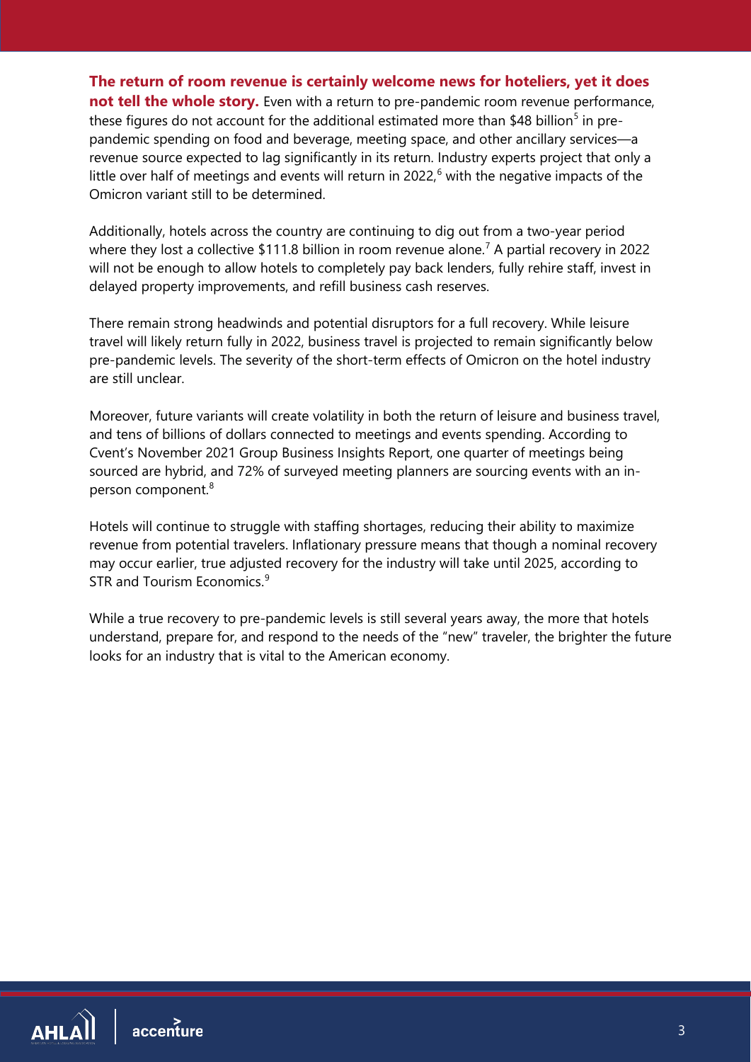**The return of room revenue is certainly welcome news for hoteliers, yet it does not tell the whole story.** Even with a return to pre-pandemic room revenue performance, these figures do not account for the additional estimated more than $48 billion[5] in pre-pandemic spending on food and beverage, meeting space, and other ancillary services—a revenue source expected to lag significantly in its return. Industry experts project that only a little over half of meetings and events will return in 2022,[6] with the negative impacts of the Omicron variant still to be determined.

Additionally, hotels across the country are continuing to dig out from a two-year period where they lost a collective $111.8 billion in room revenue alone.[7] A partial recovery in 2022 will not be enough to allow hotels to completely pay back lenders, fully rehire staff, invest in delayed property improvements, and refill business cash reserves.

There remain strong headwinds and potential disruptors for a full recovery. While leisure travel will likely return fully in 2022, business travel is projected to remain significantly below pre-pandemic levels. The severity of the short-term effects of Omicron on the hotel industry are still unclear.

Moreover, future variants will create volatility in both the return of leisure and business travel, and tens of billions of dollars connected to meetings and events spending. According to Cvent's November 2021 Group Business Insights Report, one quarter of meetings being sourced are hybrid, and 72% of surveyed meeting planners are sourcing events with an in-person component.[8]

Hotels will continue to struggle with staffing shortages, reducing their ability to maximize revenue from potential travelers. Inflationary pressure means that though a nominal recovery may occur earlier, true adjusted recovery for the industry will take until 2025, according to STR and Tourism Economics.[9]

While a true recovery to pre-pandemic levels is still several years away, the more that hotels understand, prepare for, and respond to the needs of the "new" traveler, the brighter the future looks for an industry that is vital to the American economy.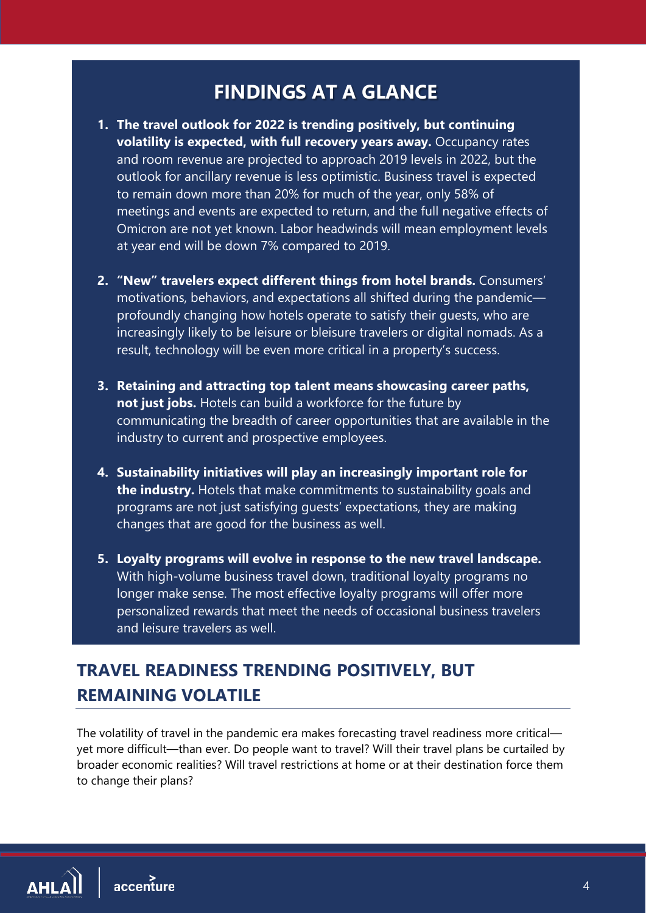## FINDINGS AT A GLANCE

1. **The travel outlook for 2022 is trending positively, but continuing volatility is expected, with full recovery years away.** Occupancy rates and room revenue are projected to approach 2019 levels in 2022, but the outlook for ancillary revenue is less optimistic. Business travel is expected to remain down more than 20% for much of the year, only 58% of meetings and events are expected to return, and the full negative effects of Omicron are not yet known. Labor headwinds will mean employment levels at year end will be down 7% compared to 2019.

2. **"New" travelers expect different things from hotel brands.** Consumers' motivations, behaviors, and expectations all shifted during the pandemic—profoundly changing how hotels operate to satisfy their guests, who are increasingly likely to be leisure or bleisure travelers or digital nomads. As a result, technology will be even more critical in a property's success.

3. **Retaining and attracting top talent means showcasing career paths, not just jobs.** Hotels can build a workforce for the future by communicating the breadth of career opportunities that are available in the industry to current and prospective employees.

4. **Sustainability initiatives will play an increasingly important role for the industry.** Hotels that make commitments to sustainability goals and programs are not just satisfying guests' expectations, they are making changes that are good for the business as well.

5. **Loyalty programs will evolve in response to the new travel landscape.** With high-volume business travel down, traditional loyalty programs no longer make sense. The most effective loyalty programs will offer more personalized rewards that meet the needs of occasional business travelers and leisure travelers as well.

## TRAVEL READINESS TRENDING POSITIVELY, BUT REMAINING VOLATILE

The volatility of travel in the pandemic era makes forecasting travel readiness more critical—yet more difficult—than ever. Do people want to travel? Will their travel plans be curtailed by broader economic realities? Will travel restrictions at home or at their destination force them to change their plans?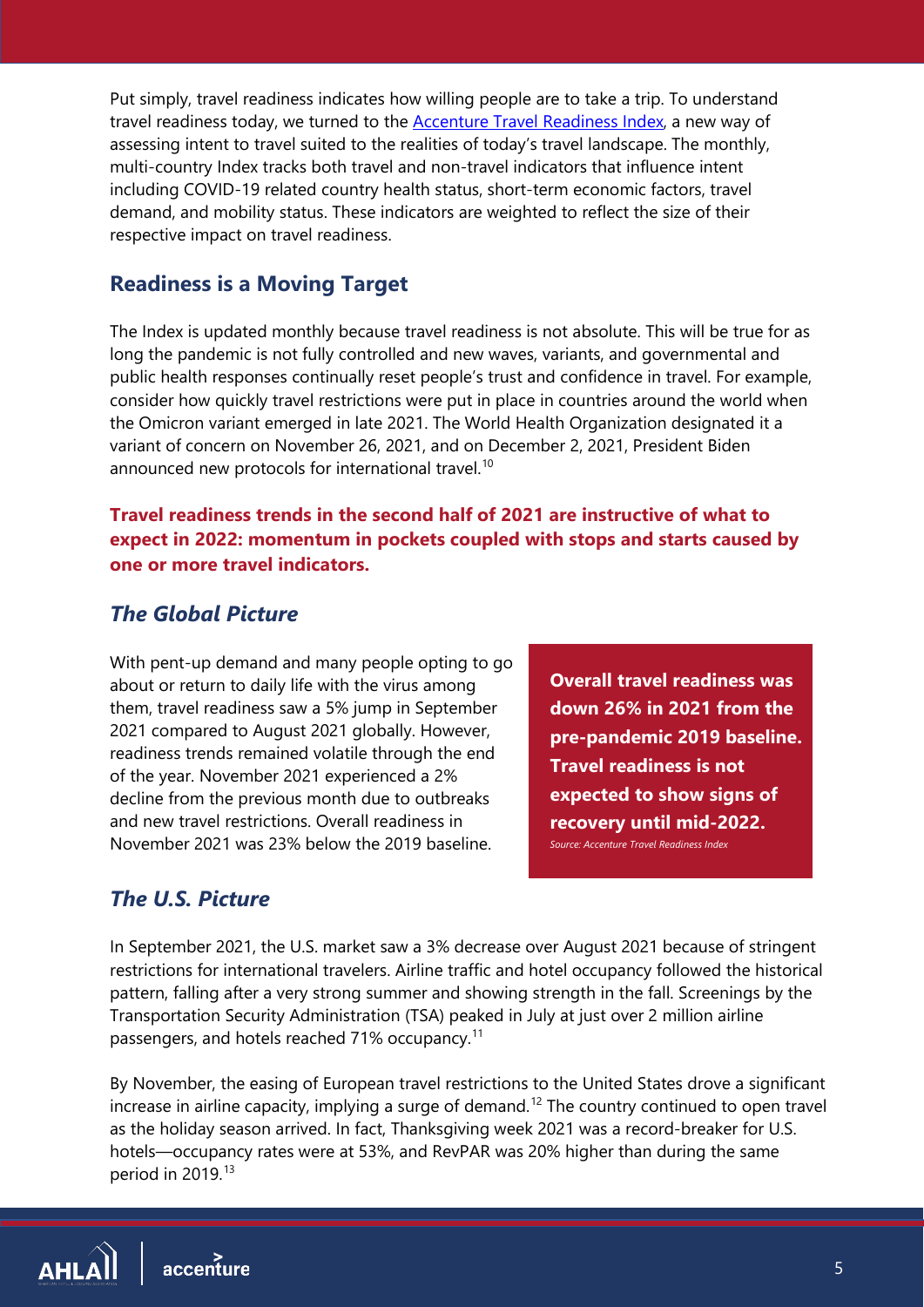Put simply, travel readiness indicates how willing people are to take a trip. To understand travel readiness today, we turned to the [Accenture Travel Readiness Index](), a new way of assessing intent to travel suited to the realities of today's travel landscape. The monthly, multi-country Index tracks both travel and non-travel indicators that influence intent including COVID-19 related country health status, short-term economic factors, travel demand, and mobility status. These indicators are weighted to reflect the size of their respective impact on travel readiness.

## Readiness is a Moving Target

The Index is updated monthly because travel readiness is not absolute. This will be true for as long the pandemic is not fully controlled and new waves, variants, and governmental and public health responses continually reset people's trust and confidence in travel. For example, consider how quickly travel restrictions were put in place in countries around the world when the Omicron variant emerged in late 2021. The World Health Organization designated it a variant of concern on November 26, 2021, and on December 2, 2021, President Biden announced new protocols for international travel.[10]

**Travel readiness trends in the second half of 2021 are instructive of what to expect in 2022: momentum in pockets coupled with stops and starts caused by one or more travel indicators.**

### *The Global Picture*

With pent-up demand and many people opting to go about or return to daily life with the virus among them, travel readiness saw a 5% jump in September 2021 compared to August 2021 globally. However, readiness trends remained volatile through the end of the year. November 2021 experienced a 2% decline from the previous month due to outbreaks and new travel restrictions. Overall readiness in November 2021 was 23% below the 2019 baseline.

**Overall travel readiness was down 26% in 2021 from the pre-pandemic 2019 baseline. Travel readiness is not expected to show signs of recovery until mid-2022.**

*Source: Accenture Travel Readiness Index*

### *The U.S. Picture*

In September 2021, the U.S. market saw a 3% decrease over August 2021 because of stringent restrictions for international travelers. Airline traffic and hotel occupancy followed the historical pattern, falling after a very strong summer and showing strength in the fall. Screenings by the Transportation Security Administration (TSA) peaked in July at just over 2 million airline passengers, and hotels reached 71% occupancy.[11]

By November, the easing of European travel restrictions to the United States drove a significant increase in airline capacity, implying a surge of demand.[12] The country continued to open travel as the holiday season arrived. In fact, Thanksgiving week 2021 was a record-breaker for U.S. hotels—occupancy rates were at 53%, and RevPAR was 20% higher than during the same period in 2019.[13]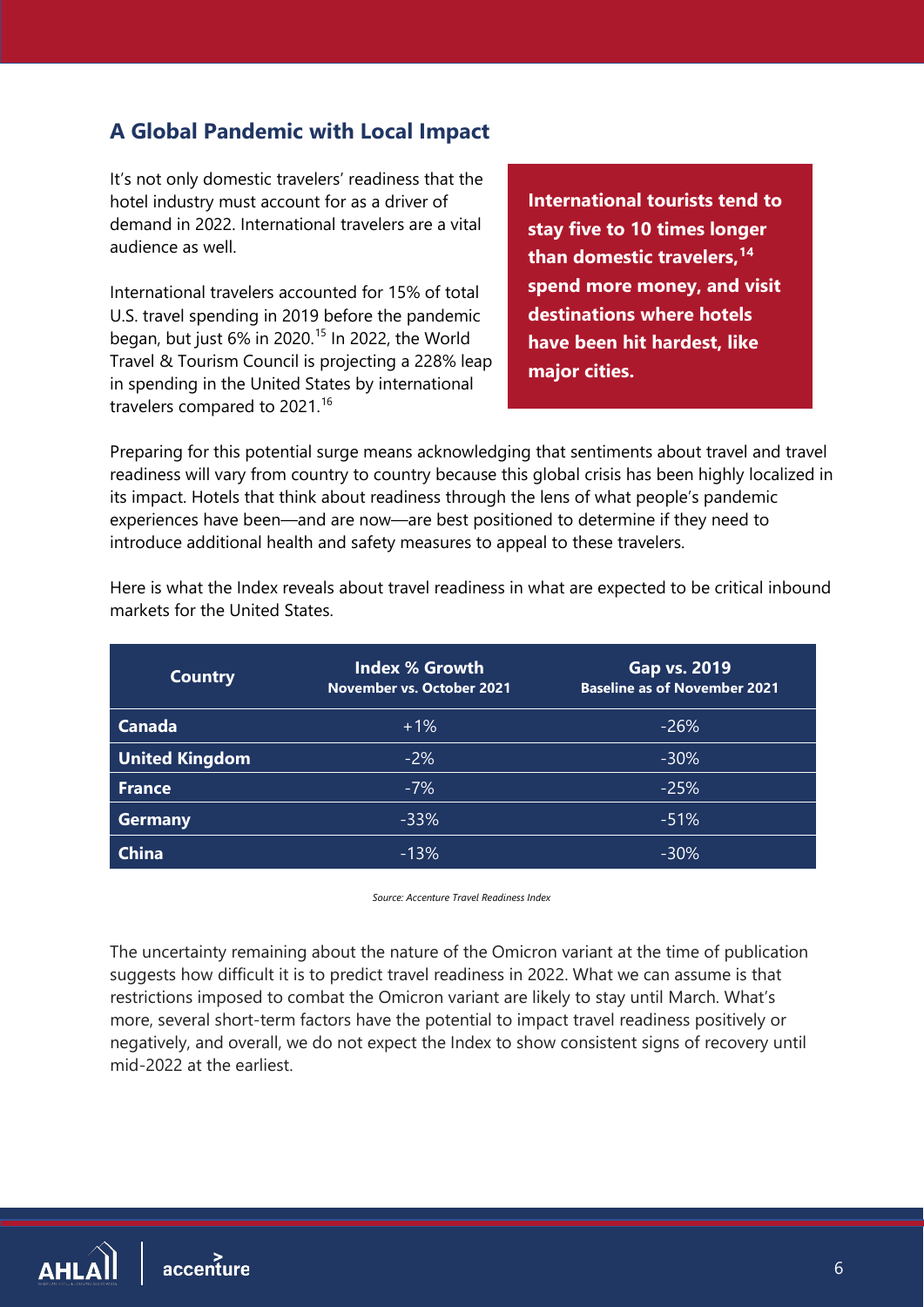## A Global Pandemic with Local Impact

It's not only domestic travelers' readiness that the hotel industry must account for as a driver of demand in 2022. International travelers are a vital audience as well.

International travelers accounted for 15% of total U.S. travel spending in 2019 before the pandemic began, but just 6% in 2020.[15] In 2022, the World Travel & Tourism Council is projecting a 228% leap in spending in the United States by international travelers compared to 2021.[16]

**International tourists tend to stay five to 10 times longer than domestic travelers,[14] spend more money, and visit destinations where hotels have been hit hardest, like major cities.**

Preparing for this potential surge means acknowledging that sentiments about travel and travel readiness will vary from country to country because this global crisis has been highly localized in its impact. Hotels that think about readiness through the lens of what people's pandemic experiences have been—and are now—are best positioned to determine if they need to introduce additional health and safety measures to appeal to these travelers.

Here is what the Index reveals about travel readiness in what are expected to be critical inbound markets for the United States.

| Country | Index % Growth November vs. October 2021 | Gap vs. 2019 Baseline as of November 2021 |
|---|---|---|
| **Canada** | +1% | -26% |
| **United Kingdom** | -2% | -30% |
| **France** | -7% | -25% |
| **Germany** | -33% | -51% |
| **China** | -13% | -30% |

*Source: Accenture Travel Readiness Index*

The uncertainty remaining about the nature of the Omicron variant at the time of publication suggests how difficult it is to predict travel readiness in 2022. What we can assume is that restrictions imposed to combat the Omicron variant are likely to stay until March. What's more, several short-term factors have the potential to impact travel readiness positively or negatively, and overall, we do not expect the Index to show consistent signs of recovery until mid-2022 at the earliest.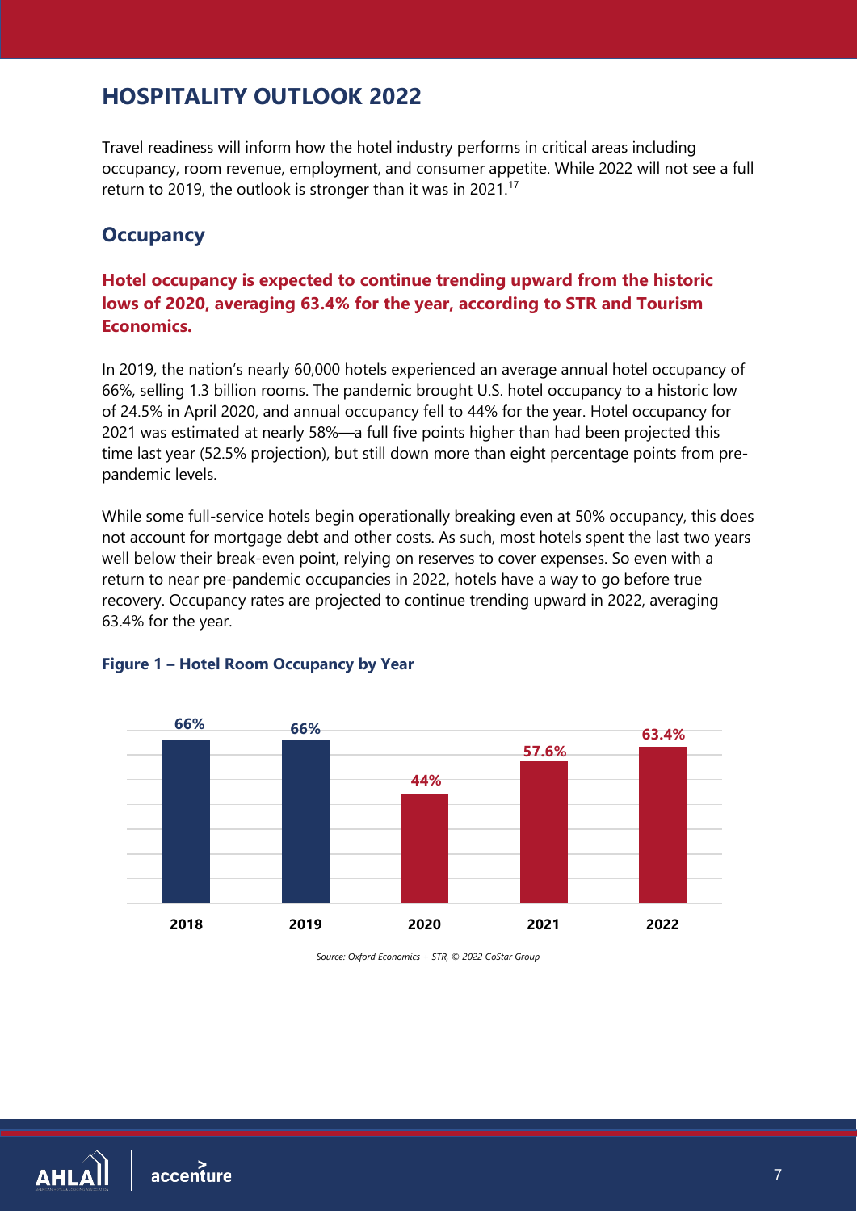## HOSPITALITY OUTLOOK 2022

Travel readiness will inform how the hotel industry performs in critical areas including occupancy, room revenue, employment, and consumer appetite. While 2022 will not see a full return to 2019, the outlook is stronger than it was in 2021.[17]

### Occupancy

**Hotel occupancy is expected to continue trending upward from the historic lows of 2020, averaging 63.4% for the year, according to STR and Tourism Economics.**

In 2019, the nation's nearly 60,000 hotels experienced an average annual hotel occupancy of 66%, selling 1.3 billion rooms. The pandemic brought U.S. hotel occupancy to a historic low of 24.5% in April 2020, and annual occupancy fell to 44% for the year. Hotel occupancy for 2021 was estimated at nearly 58%—a full five points higher than had been projected this time last year (52.5% projection), but still down more than eight percentage points from pre-pandemic levels.

While some full-service hotels begin operationally breaking even at 50% occupancy, this does not account for mortgage debt and other costs. As such, most hotels spent the last two years well below their break-even point, relying on reserves to cover expenses. So even with a return to near pre-pandemic occupancies in 2022, hotels have a way to go before true recovery. Occupancy rates are projected to continue trending upward in 2022, averaging 63.4% for the year.

**Figure 1 – Hotel Room Occupancy by Year**

| Year | Occupancy |
|---|---|
| 2018 | 66% |
| 2019 | 66% |
| 2020 | 44% |
| 2021 | 57.6% |
| 2022 | 63.4% |

*Source: Oxford Economics + STR, © 2022 CoStar Group*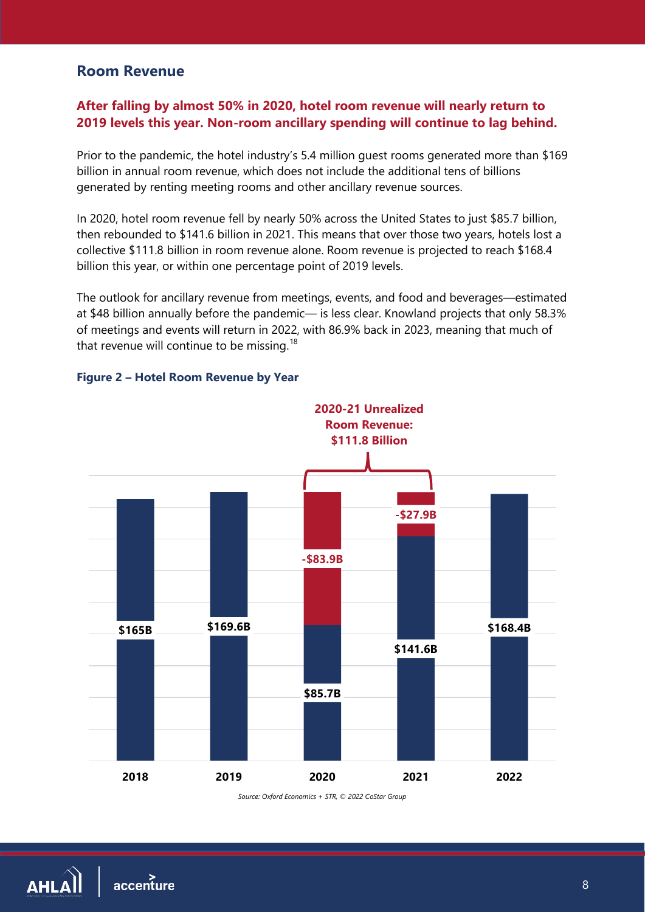## Room Revenue

**After falling by almost 50% in 2020, hotel room revenue will nearly return to 2019 levels this year. Non-room ancillary spending will continue to lag behind.**

Prior to the pandemic, the hotel industry's 5.4 million guest rooms generated more than $169 billion in annual room revenue, which does not include the additional tens of billions generated by renting meeting rooms and other ancillary revenue sources.

In 2020, hotel room revenue fell by nearly 50% across the United States to just $85.7 billion, then rebounded to $141.6 billion in 2021. This means that over those two years, hotels lost a collective $111.8 billion in room revenue alone. Room revenue is projected to reach $168.4 billion this year, or within one percentage point of 2019 levels.

The outlook for ancillary revenue from meetings, events, and food and beverages—estimated at $48 billion annually before the pandemic— is less clear. Knowland projects that only 58.3% of meetings and events will return in 2022, with 86.9% back in 2023, meaning that much of that revenue will continue to be missing.[18]

**Figure 2 – Hotel Room Revenue by Year**

**2020-21 Unrealized Room Revenue: $111.8 Billion**

| Year | Room Revenue | Unrealized Room Revenue |
|---|---|---|
| 2018 | $165B | |
| 2019 | $169.6B | |
| 2020 | $85.7B | -$83.9B |
| 2021 | $141.6B | -$27.9B |
| 2022 | $168.4B | |

*Source: Oxford Economics + STR, © 2022 CoStar Group*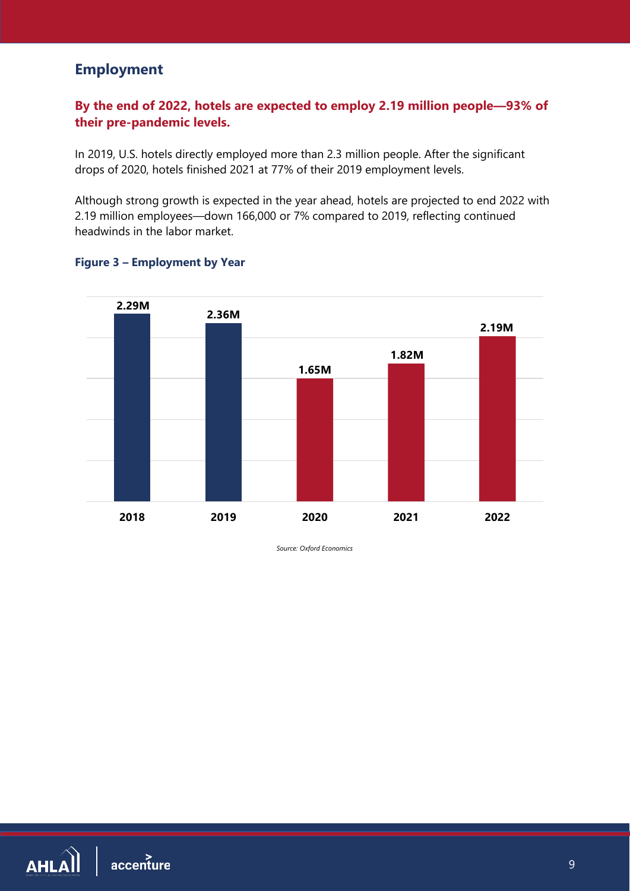## Employment

**By the end of 2022, hotels are expected to employ 2.19 million people—93% of their pre-pandemic levels.**

In 2019, U.S. hotels directly employed more than 2.3 million people. After the significant drops of 2020, hotels finished 2021 at 77% of their 2019 employment levels.

Although strong growth is expected in the year ahead, hotels are projected to end 2022 with 2.19 million employees—down 166,000 or 7% compared to 2019, reflecting continued headwinds in the labor market.

**Figure 3 – Employment by Year**

| Year | Employment |
|---|---|
| 2018 | 2.29M |
| 2019 | 2.36M |
| 2020 | 1.65M |
| 2021 | 1.82M |
| 2022 | 2.19M |

*Source: Oxford Economics*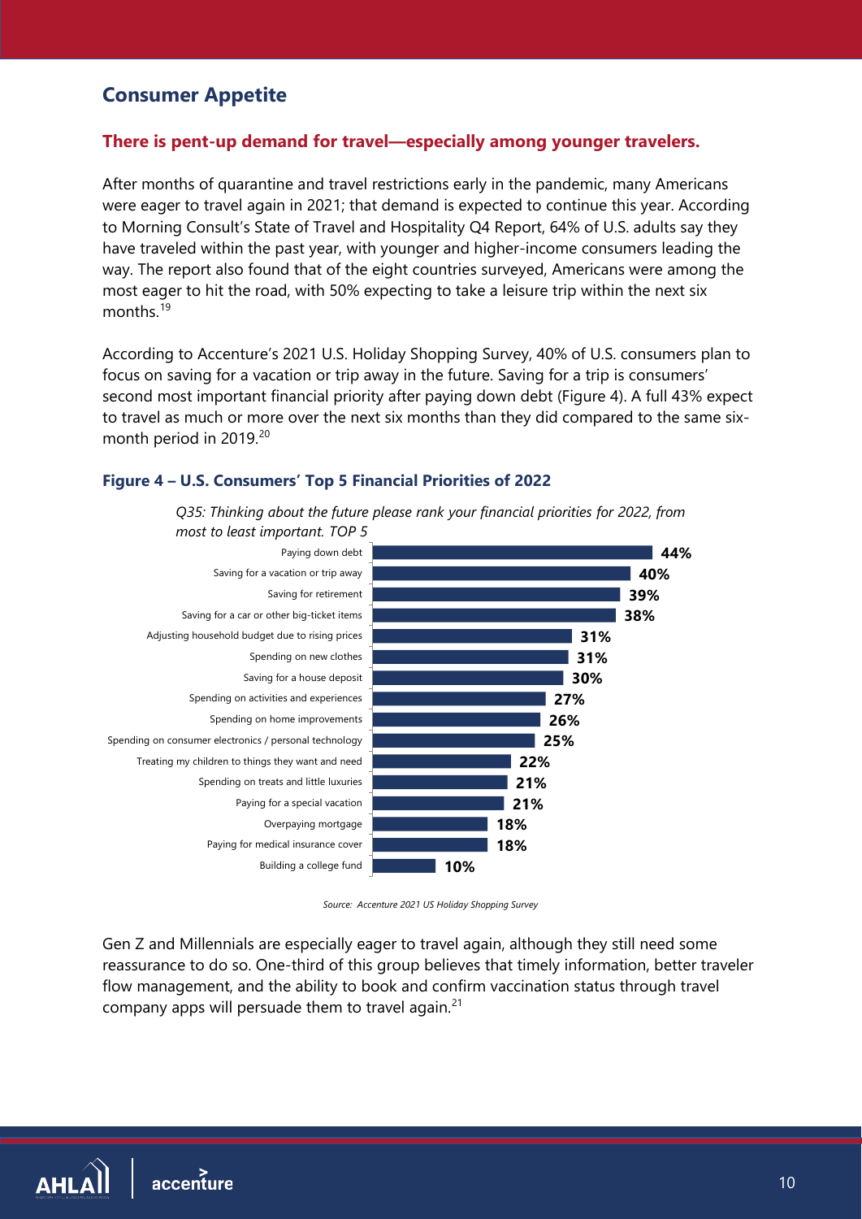## Consumer Appetite

### There is pent-up demand for travel—especially among younger travelers.

After months of quarantine and travel restrictions early in the pandemic, many Americans were eager to travel again in 2021; that demand is expected to continue this year. According to Morning Consult's State of Travel and Hospitality Q4 Report, 64% of U.S. adults say they have traveled within the past year, with younger and higher-income consumers leading the way. The report also found that of the eight countries surveyed, Americans were among the most eager to hit the road, with 50% expecting to take a leisure trip within the next six months.[19]

According to Accenture's 2021 U.S. Holiday Shopping Survey, 40% of U.S. consumers plan to focus on saving for a vacation or trip away in the future. Saving for a trip is consumers' second most important financial priority after paying down debt (Figure 4). A full 43% expect to travel as much or more over the next six months than they did compared to the same six-month period in 2019.[20]

#### Figure 4 – U.S. Consumers' Top 5 Financial Priorities of 2022

*Q35: Thinking about the future please rank your financial priorities for 2022, from most to least important. TOP 5*

| Priority | % |
|---|---|
| Paying down debt | 44% |
| Saving for a vacation or trip away | 40% |
| Saving for retirement | 39% |
| Saving for a car or other big-ticket items | 38% |
| Adjusting household budget due to rising prices | 31% |
| Spending on new clothes | 31% |
| Saving for a house deposit | 30% |
| Spending on activities and experiences | 27% |
| Spending on home improvements | 26% |
| Spending on consumer electronics / personal technology | 25% |
| Treating my children to things they want and need | 22% |
| Spending on treats and little luxuries | 21% |
| Paying for a special vacation | 21% |
| Overpaying mortgage | 18% |
| Paying for medical insurance cover | 18% |
| Building a college fund | 10% |

*Source: Accenture 2021 US Holiday Shopping Survey*

Gen Z and Millennials are especially eager to travel again, although they still need some reassurance to do so. One-third of this group believes that timely information, better traveler flow management, and the ability to book and confirm vaccination status through travel company apps will persuade them to travel again.[21]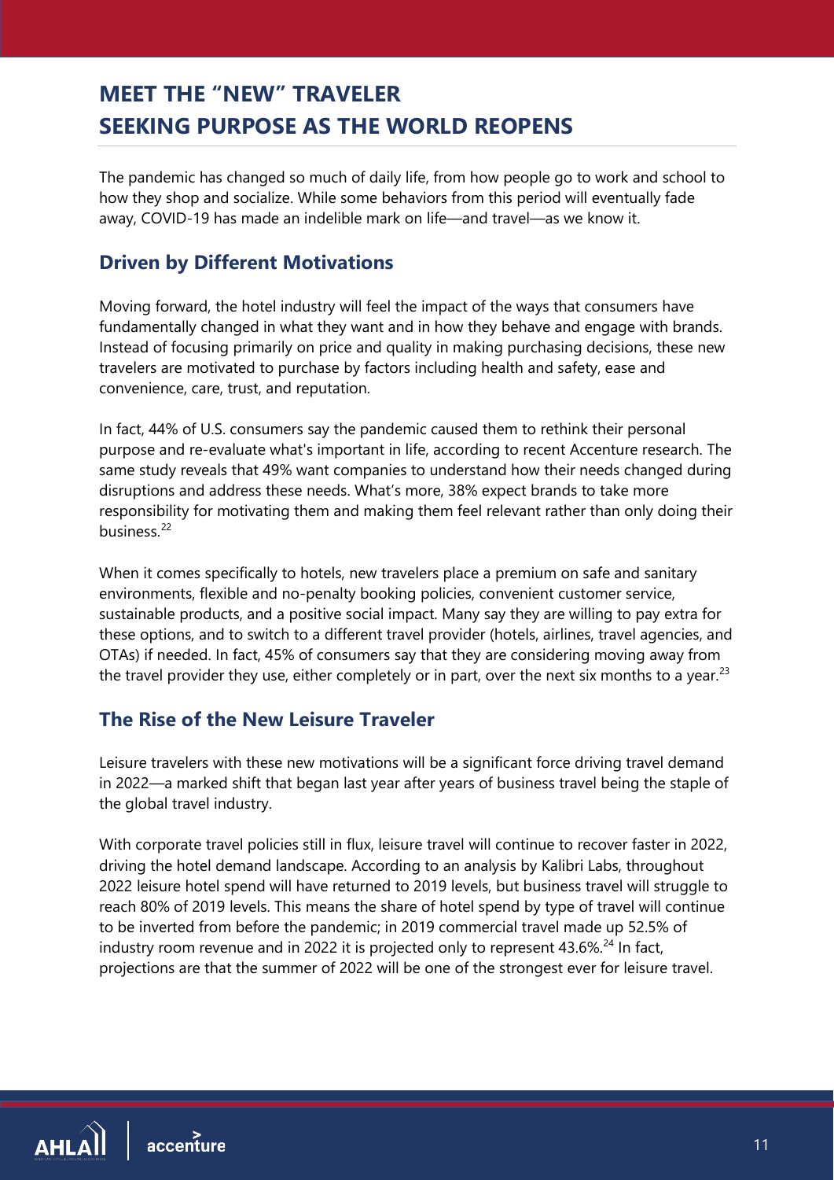# MEET THE "NEW" TRAVELER SEEKING PURPOSE AS THE WORLD REOPENS

The pandemic has changed so much of daily life, from how people go to work and school to how they shop and socialize. While some behaviors from this period will eventually fade away, COVID-19 has made an indelible mark on life—and travel—as we know it.

## Driven by Different Motivations

Moving forward, the hotel industry will feel the impact of the ways that consumers have fundamentally changed in what they want and in how they behave and engage with brands. Instead of focusing primarily on price and quality in making purchasing decisions, these new travelers are motivated to purchase by factors including health and safety, ease and convenience, care, trust, and reputation.

In fact, 44% of U.S. consumers say the pandemic caused them to rethink their personal purpose and re-evaluate what's important in life, according to recent Accenture research. The same study reveals that 49% want companies to understand how their needs changed during disruptions and address these needs. What's more, 38% expect brands to take more responsibility for motivating them and making them feel relevant rather than only doing their business.[22]

When it comes specifically to hotels, new travelers place a premium on safe and sanitary environments, flexible and no-penalty booking policies, convenient customer service, sustainable products, and a positive social impact. Many say they are willing to pay extra for these options, and to switch to a different travel provider (hotels, airlines, travel agencies, and OTAs) if needed. In fact, 45% of consumers say that they are considering moving away from the travel provider they use, either completely or in part, over the next six months to a year.[23]

## The Rise of the New Leisure Traveler

Leisure travelers with these new motivations will be a significant force driving travel demand in 2022—a marked shift that began last year after years of business travel being the staple of the global travel industry.

With corporate travel policies still in flux, leisure travel will continue to recover faster in 2022, driving the hotel demand landscape. According to an analysis by Kalibri Labs, throughout 2022 leisure hotel spend will have returned to 2019 levels, but business travel will struggle to reach 80% of 2019 levels. This means the share of hotel spend by type of travel will continue to be inverted from before the pandemic; in 2019 commercial travel made up 52.5% of industry room revenue and in 2022 it is projected only to represent 43.6%.[24] In fact, projections are that the summer of 2022 will be one of the strongest ever for leisure travel.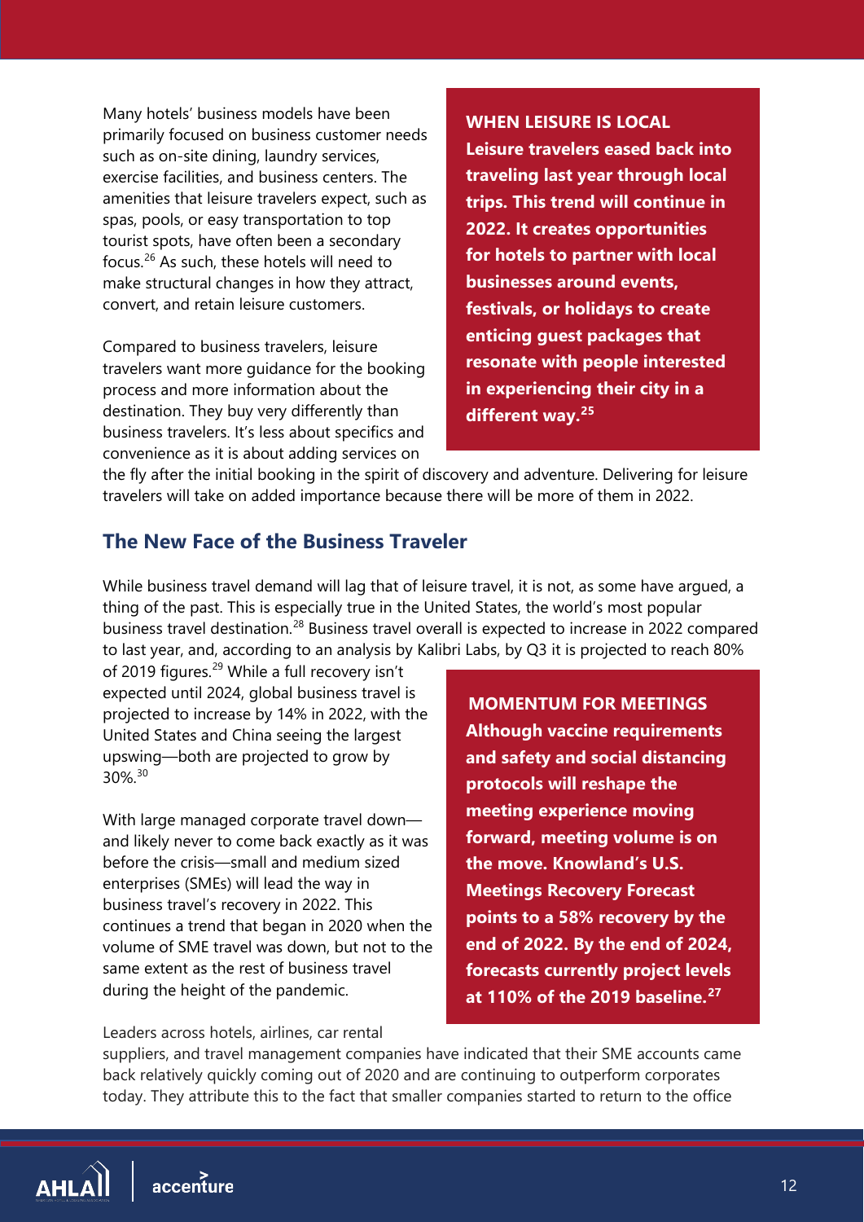Many hotels' business models have been primarily focused on business customer needs such as on-site dining, laundry services, exercise facilities, and business centers. The amenities that leisure travelers expect, such as spas, pools, or easy transportation to top tourist spots, have often been a secondary focus.[26] As such, these hotels will need to make structural changes in how they attract, convert, and retain leisure customers.

Compared to business travelers, leisure travelers want more guidance for the booking process and more information about the destination. They buy very differently than business travelers. It's less about specifics and convenience as it is about adding services on the fly after the initial booking in the spirit of discovery and adventure. Delivering for leisure travelers will take on added importance because there will be more of them in 2022.

**WHEN LEISURE IS LOCAL**
**Leisure travelers eased back into traveling last year through local trips. This trend will continue in 2022. It creates opportunities for hotels to partner with local businesses around events, festivals, or holidays to create enticing guest packages that resonate with people interested in experiencing their city in a different way.[25]**

## The New Face of the Business Traveler

While business travel demand will lag that of leisure travel, it is not, as some have argued, a thing of the past. This is especially true in the United States, the world's most popular business travel destination.[28] Business travel overall is expected to increase in 2022 compared to last year, and, according to an analysis by Kalibri Labs, by Q3 it is projected to reach 80% of 2019 figures.[29] While a full recovery isn't expected until 2024, global business travel is projected to increase by 14% in 2022, with the United States and China seeing the largest upswing—both are projected to grow by 30%.[30]

With large managed corporate travel down—and likely never to come back exactly as it was before the crisis—small and medium sized enterprises (SMEs) will lead the way in business travel's recovery in 2022. This continues a trend that began in 2020 when the volume of SME travel was down, but not to the same extent as the rest of business travel during the height of the pandemic.

**MOMENTUM FOR MEETINGS**
**Although vaccine requirements and safety and social distancing protocols will reshape the meeting experience moving forward, meeting volume is on the move. Knowland's U.S. Meetings Recovery Forecast points to a 58% recovery by the end of 2022. By the end of 2024, forecasts currently project levels at 110% of the 2019 baseline.[27]**

Leaders across hotels, airlines, car rental suppliers, and travel management companies have indicated that their SME accounts came back relatively quickly coming out of 2020 and are continuing to outperform corporates today. They attribute this to the fact that smaller companies started to return to the office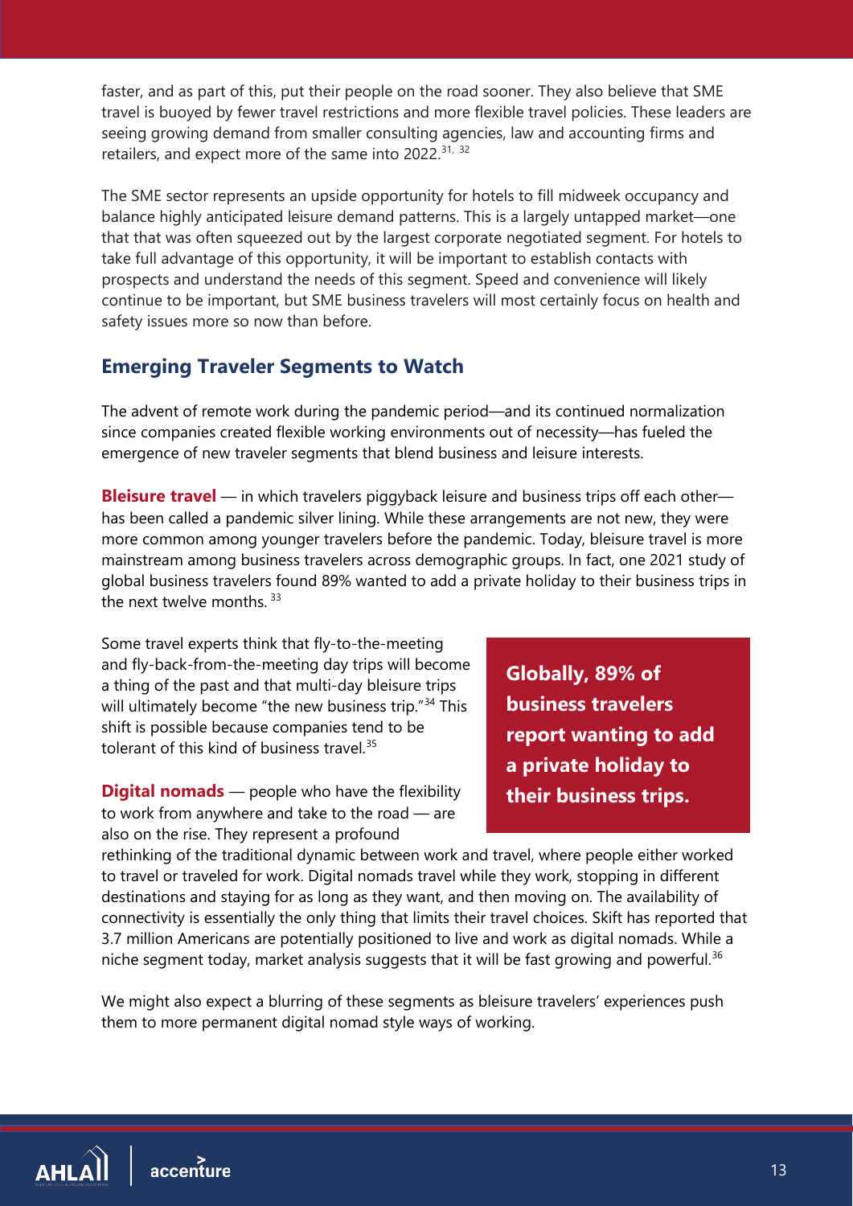faster, and as part of this, put their people on the road sooner. They also believe that SME travel is buoyed by fewer travel restrictions and more flexible travel policies. These leaders are seeing growing demand from smaller consulting agencies, law and accounting firms and retailers, and expect more of the same into 2022.[31, 32]

The SME sector represents an upside opportunity for hotels to fill midweek occupancy and balance highly anticipated leisure demand patterns. This is a largely untapped market—one that that was often squeezed out by the largest corporate negotiated segment. For hotels to take full advantage of this opportunity, it will be important to establish contacts with prospects and understand the needs of this segment. Speed and convenience will likely continue to be important, but SME business travelers will most certainly focus on health and safety issues more so now than before.

## Emerging Traveler Segments to Watch

The advent of remote work during the pandemic period—and its continued normalization since companies created flexible working environments out of necessity—has fueled the emergence of new traveler segments that blend business and leisure interests.

**Bleisure travel** — in which travelers piggyback leisure and business trips off each other—has been called a pandemic silver lining. While these arrangements are not new, they were more common among younger travelers before the pandemic. Today, bleisure travel is more mainstream among business travelers across demographic groups. In fact, one 2021 study of global business travelers found 89% wanted to add a private holiday to their business trips in the next twelve months. [33]

Some travel experts think that fly-to-the-meeting and fly-back-from-the-meeting day trips will become a thing of the past and that multi-day bleisure trips will ultimately become "the new business trip."[34] This shift is possible because companies tend to be tolerant of this kind of business travel.[35]

**Globally, 89% of business travelers report wanting to add a private holiday to their business trips.**

**Digital nomads** — people who have the flexibility to work from anywhere and take to the road — are also on the rise. They represent a profound rethinking of the traditional dynamic between work and travel, where people either worked to travel or traveled for work. Digital nomads travel while they work, stopping in different destinations and staying for as long as they want, and then moving on. The availability of connectivity is essentially the only thing that limits their travel choices. Skift has reported that 3.7 million Americans are potentially positioned to live and work as digital nomads. While a niche segment today, market analysis suggests that it will be fast growing and powerful.[36]

We might also expect a blurring of these segments as bleisure travelers' experiences push them to more permanent digital nomad style ways of working.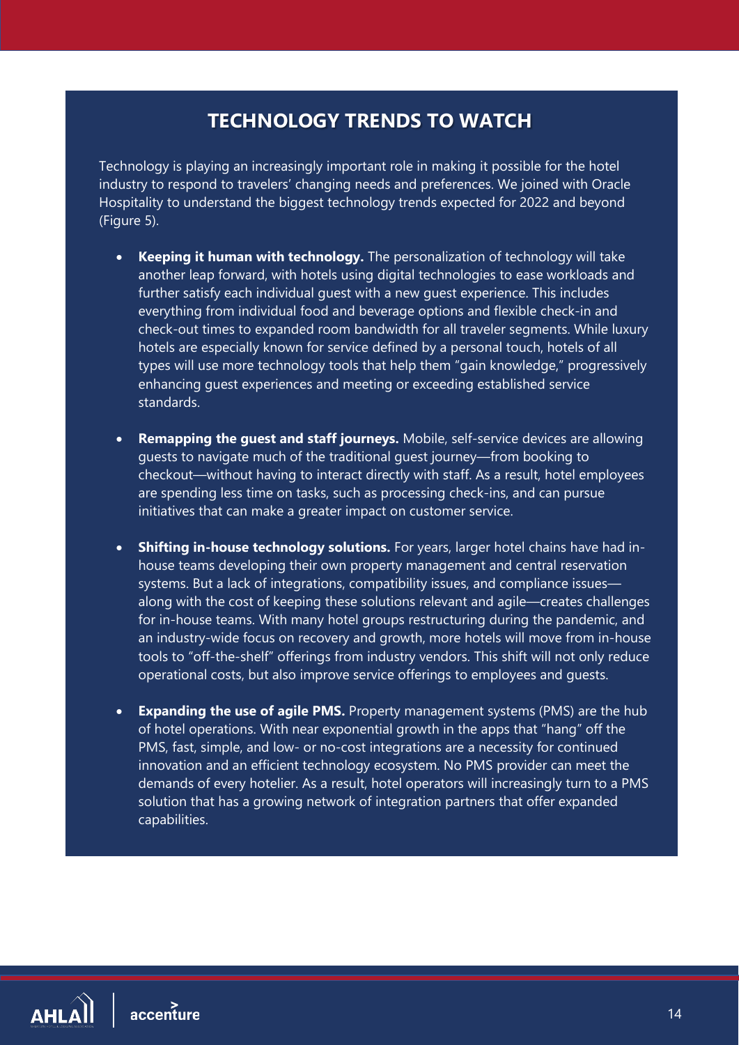## TECHNOLOGY TRENDS TO WATCH

Technology is playing an increasingly important role in making it possible for the hotel industry to respond to travelers' changing needs and preferences. We joined with Oracle Hospitality to understand the biggest technology trends expected for 2022 and beyond (Figure 5).

- **Keeping it human with technology.** The personalization of technology will take another leap forward, with hotels using digital technologies to ease workloads and further satisfy each individual guest with a new guest experience. This includes everything from individual food and beverage options and flexible check-in and check-out times to expanded room bandwidth for all traveler segments. While luxury hotels are especially known for service defined by a personal touch, hotels of all types will use more technology tools that help them "gain knowledge," progressively enhancing guest experiences and meeting or exceeding established service standards.

- **Remapping the guest and staff journeys.** Mobile, self-service devices are allowing guests to navigate much of the traditional guest journey—from booking to checkout—without having to interact directly with staff. As a result, hotel employees are spending less time on tasks, such as processing check-ins, and can pursue initiatives that can make a greater impact on customer service.

- **Shifting in-house technology solutions.** For years, larger hotel chains have had in-house teams developing their own property management and central reservation systems. But a lack of integrations, compatibility issues, and compliance issues—along with the cost of keeping these solutions relevant and agile—creates challenges for in-house teams. With many hotel groups restructuring during the pandemic, and an industry-wide focus on recovery and growth, more hotels will move from in-house tools to "off-the-shelf" offerings from industry vendors. This shift will not only reduce operational costs, but also improve service offerings to employees and guests.

- **Expanding the use of agile PMS.** Property management systems (PMS) are the hub of hotel operations. With near exponential growth in the apps that "hang" off the PMS, fast, simple, and low- or no-cost integrations are a necessity for continued innovation and an efficient technology ecosystem. No PMS provider can meet the demands of every hotelier. As a result, hotel operators will increasingly turn to a PMS solution that has a growing network of integration partners that offer expanded capabilities.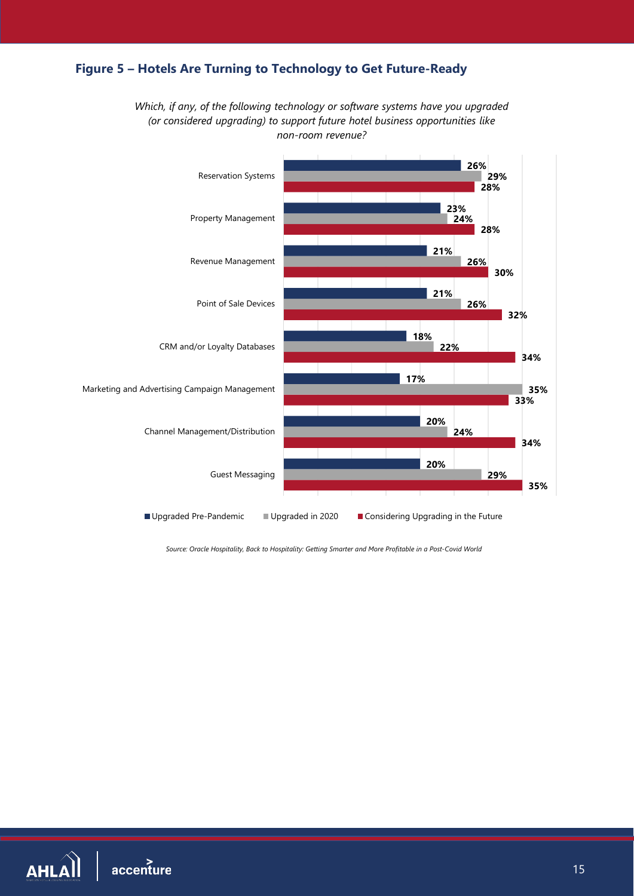### Figure 5 – Hotels Are Turning to Technology to Get Future-Ready

*Which, if any, of the following technology or software systems have you upgraded (or considered upgrading) to support future hotel business opportunities like non-room revenue?*

| | Upgraded Pre-Pandemic | Upgraded in 2020 | Considering Upgrading in the Future |
|---|---|---|---|
| Reservation Systems | 26% | 29% | 28% |
| Property Management | 23% | 24% | 28% |
| Revenue Management | 21% | 26% | 30% |
| Point of Sale Devices | 21% | 26% | 32% |
| CRM and/or Loyalty Databases | 18% | 22% | 34% |
| Marketing and Advertising Campaign Management | 17% | 35% | 33% |
| Channel Management/Distribution | 20% | 24% | 34% |
| Guest Messaging | 20% | 29% | 35% |

*Source: Oracle Hospitality, Back to Hospitality: Getting Smarter and More Profitable in a Post-Covid World*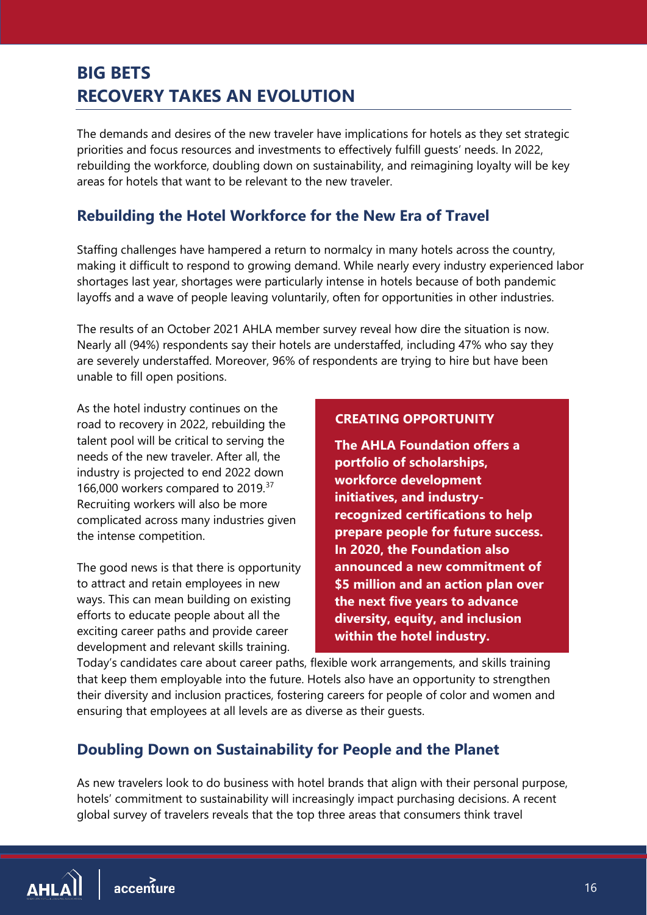# BIG BETS
# RECOVERY TAKES AN EVOLUTION

The demands and desires of the new traveler have implications for hotels as they set strategic priorities and focus resources and investments to effectively fulfill guests' needs. In 2022, rebuilding the workforce, doubling down on sustainability, and reimagining loyalty will be key areas for hotels that want to be relevant to the new traveler.

## Rebuilding the Hotel Workforce for the New Era of Travel

Staffing challenges have hampered a return to normalcy in many hotels across the country, making it difficult to respond to growing demand. While nearly every industry experienced labor shortages last year, shortages were particularly intense in hotels because of both pandemic layoffs and a wave of people leaving voluntarily, often for opportunities in other industries.

The results of an October 2021 AHLA member survey reveal how dire the situation is now. Nearly all (94%) respondents say their hotels are understaffed, including 47% who say they are severely understaffed. Moreover, 96% of respondents are trying to hire but have been unable to fill open positions.

As the hotel industry continues on the road to recovery in 2022, rebuilding the talent pool will be critical to serving the needs of the new traveler. After all, the industry is projected to end 2022 down 166,000 workers compared to 2019.[37] Recruiting workers will also be more complicated across many industries given the intense competition.

The good news is that there is opportunity to attract and retain employees in new ways. This can mean building on existing efforts to educate people about all the exciting career paths and provide career development and relevant skills training. Today's candidates care about career paths, flexible work arrangements, and skills training that keep them employable into the future. Hotels also have an opportunity to strengthen their diversity and inclusion practices, fostering careers for people of color and women and ensuring that employees at all levels are as diverse as their guests.

> **CREATING OPPORTUNITY**
>
> **The AHLA Foundation offers a portfolio of scholarships, workforce development initiatives, and industry-recognized certifications to help prepare people for future success. In 2020, the Foundation also announced a new commitment of $5 million and an action plan over the next five years to advance diversity, equity, and inclusion within the hotel industry.**

## Doubling Down on Sustainability for People and the Planet

As new travelers look to do business with hotel brands that align with their personal purpose, hotels' commitment to sustainability will increasingly impact purchasing decisions. A recent global survey of travelers reveals that the top three areas that consumers think travel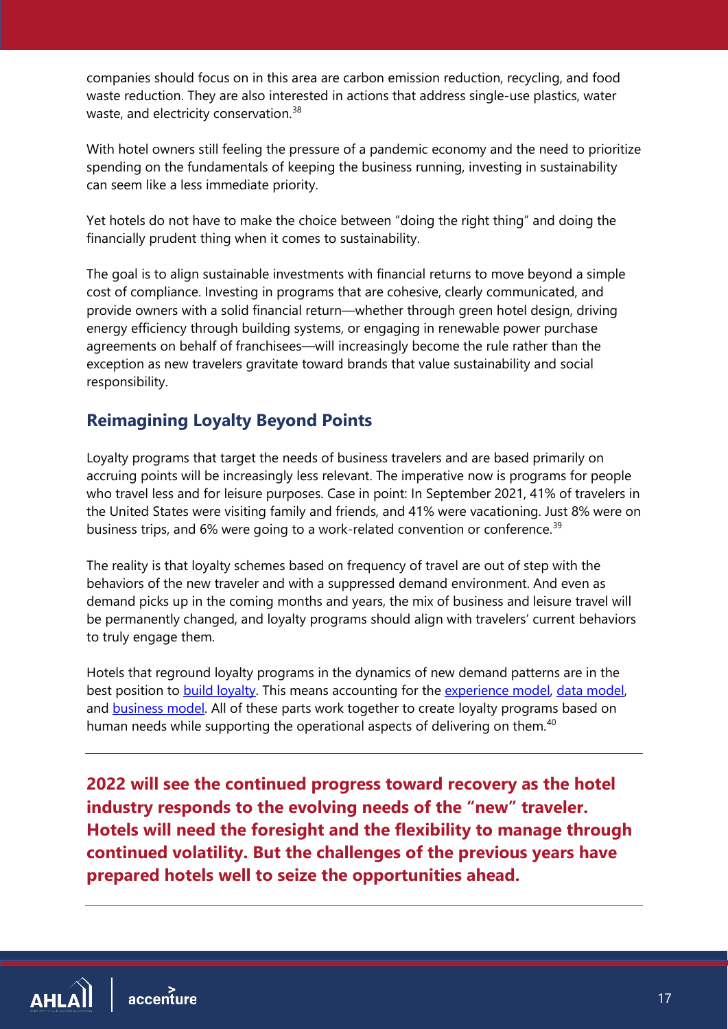companies should focus on in this area are carbon emission reduction, recycling, and food waste reduction. They are also interested in actions that address single-use plastics, water waste, and electricity conservation.[38]

With hotel owners still feeling the pressure of a pandemic economy and the need to prioritize spending on the fundamentals of keeping the business running, investing in sustainability can seem like a less immediate priority.

Yet hotels do not have to make the choice between "doing the right thing" and doing the financially prudent thing when it comes to sustainability.

The goal is to align sustainable investments with financial returns to move beyond a simple cost of compliance. Investing in programs that are cohesive, clearly communicated, and provide owners with a solid financial return—whether through green hotel design, driving energy efficiency through building systems, or engaging in renewable power purchase agreements on behalf of franchisees—will increasingly become the rule rather than the exception as new travelers gravitate toward brands that value sustainability and social responsibility.

## Reimagining Loyalty Beyond Points

Loyalty programs that target the needs of business travelers and are based primarily on accruing points will be increasingly less relevant. The imperative now is programs for people who travel less and for leisure purposes. Case in point: In September 2021, 41% of travelers in the United States were visiting family and friends, and 41% were vacationing. Just 8% were on business trips, and 6% were going to a work-related convention or conference.[39]

The reality is that loyalty schemes based on frequency of travel are out of step with the behaviors of the new traveler and with a suppressed demand environment. And even as demand picks up in the coming months and years, the mix of business and leisure travel will be permanently changed, and loyalty programs should align with travelers' current behaviors to truly engage them.

Hotels that reground loyalty programs in the dynamics of new demand patterns are in the best position to build loyalty. This means accounting for the experience model, data model, and business model. All of these parts work together to create loyalty programs based on human needs while supporting the operational aspects of delivering on them.[40]

---

**2022 will see the continued progress toward recovery as the hotel industry responds to the evolving needs of the "new" traveler. Hotels will need the foresight and the flexibility to manage through continued volatility. But the challenges of the previous years have prepared hotels well to seize the opportunities ahead.**

---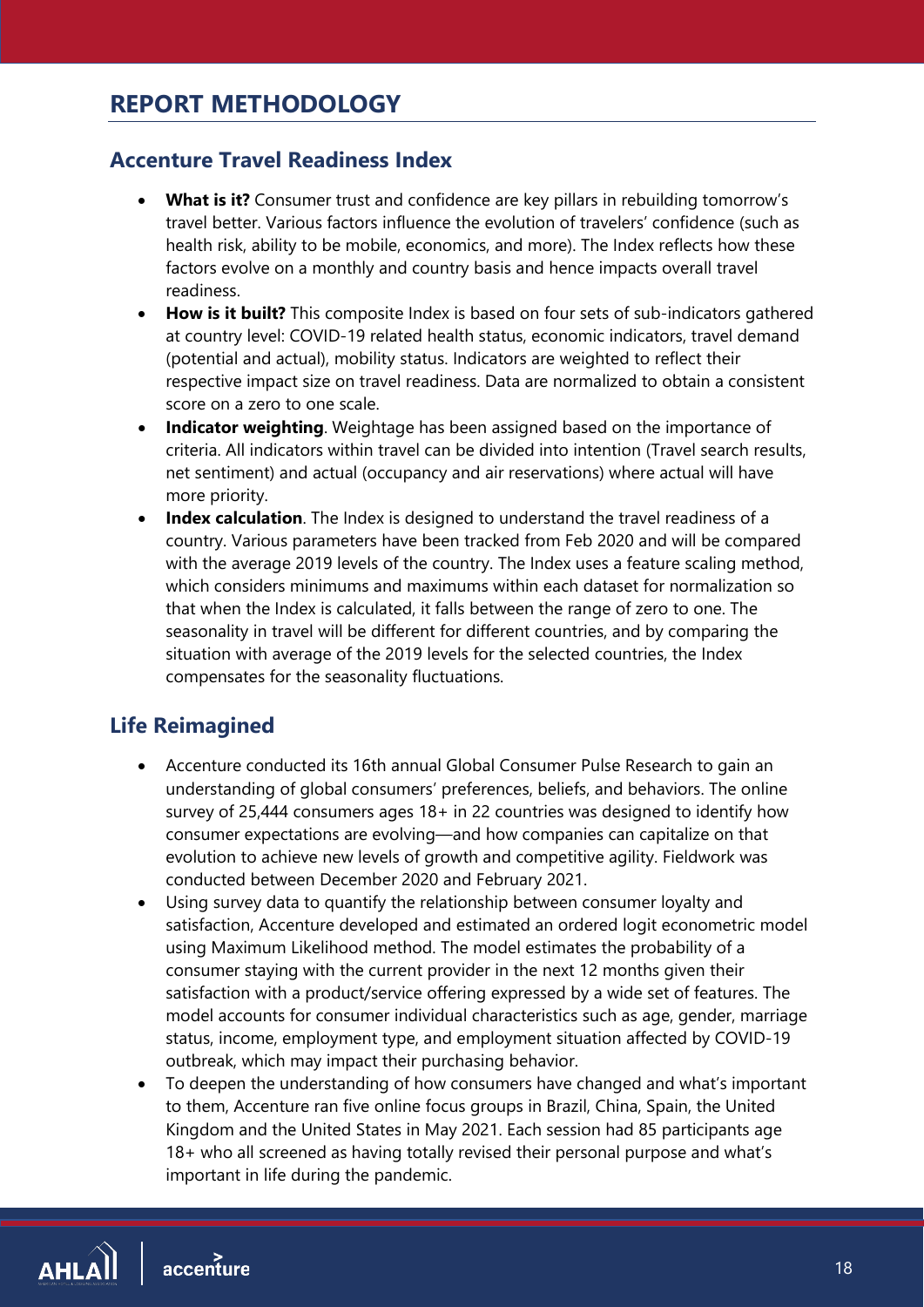# REPORT METHODOLOGY

## Accenture Travel Readiness Index

- **What is it?** Consumer trust and confidence are key pillars in rebuilding tomorrow's travel better. Various factors influence the evolution of travelers' confidence (such as health risk, ability to be mobile, economics, and more). The Index reflects how these factors evolve on a monthly and country basis and hence impacts overall travel readiness.
- **How is it built?** This composite Index is based on four sets of sub-indicators gathered at country level: COVID-19 related health status, economic indicators, travel demand (potential and actual), mobility status. Indicators are weighted to reflect their respective impact size on travel readiness. Data are normalized to obtain a consistent score on a zero to one scale.
- **Indicator weighting**. Weightage has been assigned based on the importance of criteria. All indicators within travel can be divided into intention (Travel search results, net sentiment) and actual (occupancy and air reservations) where actual will have more priority.
- **Index calculation**. The Index is designed to understand the travel readiness of a country. Various parameters have been tracked from Feb 2020 and will be compared with the average 2019 levels of the country. The Index uses a feature scaling method, which considers minimums and maximums within each dataset for normalization so that when the Index is calculated, it falls between the range of zero to one. The seasonality in travel will be different for different countries, and by comparing the situation with average of the 2019 levels for the selected countries, the Index compensates for the seasonality fluctuations.

## Life Reimagined

- Accenture conducted its 16th annual Global Consumer Pulse Research to gain an understanding of global consumers' preferences, beliefs, and behaviors. The online survey of 25,444 consumers ages 18+ in 22 countries was designed to identify how consumer expectations are evolving—and how companies can capitalize on that evolution to achieve new levels of growth and competitive agility. Fieldwork was conducted between December 2020 and February 2021.
- Using survey data to quantify the relationship between consumer loyalty and satisfaction, Accenture developed and estimated an ordered logit econometric model using Maximum Likelihood method. The model estimates the probability of a consumer staying with the current provider in the next 12 months given their satisfaction with a product/service offering expressed by a wide set of features. The model accounts for consumer individual characteristics such as age, gender, marriage status, income, employment type, and employment situation affected by COVID-19 outbreak, which may impact their purchasing behavior.
- To deepen the understanding of how consumers have changed and what's important to them, Accenture ran five online focus groups in Brazil, China, Spain, the United Kingdom and the United States in May 2021. Each session had 85 participants age 18+ who all screened as having totally revised their personal purpose and what's important in life during the pandemic.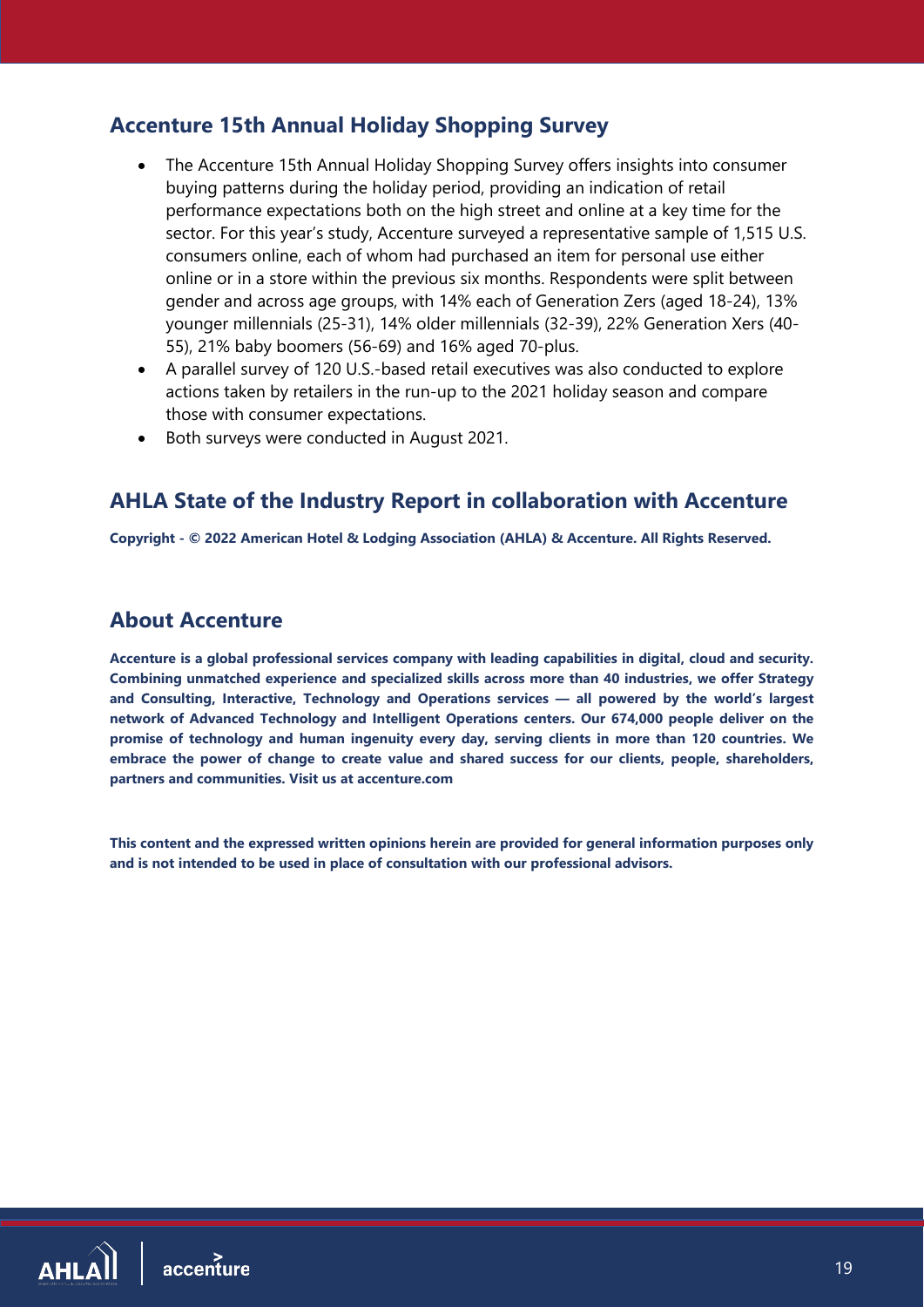## Accenture 15th Annual Holiday Shopping Survey

- The Accenture 15th Annual Holiday Shopping Survey offers insights into consumer buying patterns during the holiday period, providing an indication of retail performance expectations both on the high street and online at a key time for the sector. For this year's study, Accenture surveyed a representative sample of 1,515 U.S. consumers online, each of whom had purchased an item for personal use either online or in a store within the previous six months. Respondents were split between gender and across age groups, with 14% each of Generation Zers (aged 18-24), 13% younger millennials (25-31), 14% older millennials (32-39), 22% Generation Xers (40-55), 21% baby boomers (56-69) and 16% aged 70-plus.
- A parallel survey of 120 U.S.-based retail executives was also conducted to explore actions taken by retailers in the run-up to the 2021 holiday season and compare those with consumer expectations.
- Both surveys were conducted in August 2021.

## AHLA State of the Industry Report in collaboration with Accenture

**Copyright - © 2022 American Hotel & Lodging Association (AHLA) & Accenture. All Rights Reserved.**

## About Accenture

**Accenture is a global professional services company with leading capabilities in digital, cloud and security. Combining unmatched experience and specialized skills across more than 40 industries, we offer Strategy and Consulting, Interactive, Technology and Operations services — all powered by the world's largest network of Advanced Technology and Intelligent Operations centers. Our 674,000 people deliver on the promise of technology and human ingenuity every day, serving clients in more than 120 countries. We embrace the power of change to create value and shared success for our clients, people, shareholders, partners and communities. Visit us at accenture.com**

**This content and the expressed written opinions herein are provided for general information purposes only and is not intended to be used in place of consultation with our professional advisors.**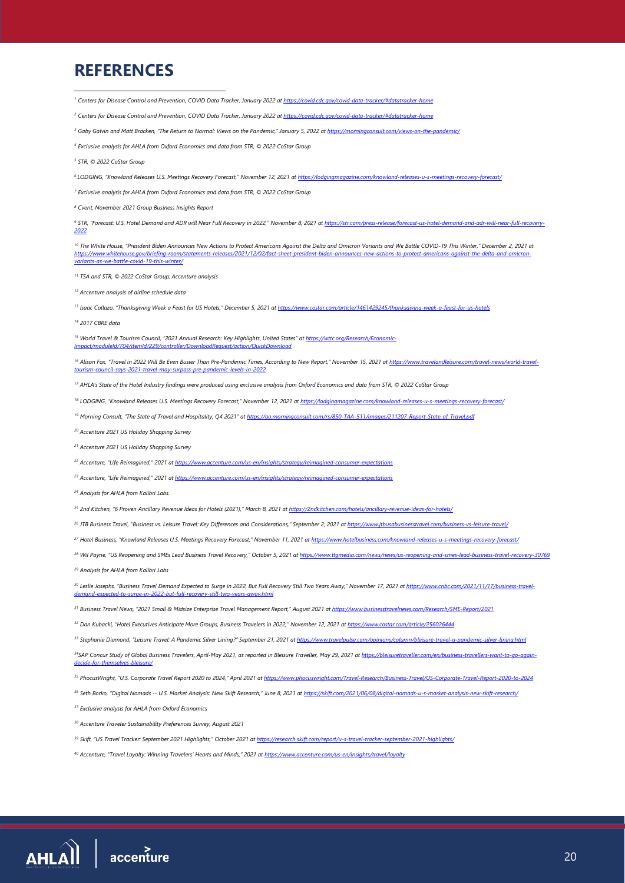# REFERENCES

[1] Centers for Disease Control and Prevention, COVID Data Tracker, January 2022 at https://covid.cdc.gov/covid-data-tracker/#datatracker-home

[2] Centers for Disease Control and Prevention, COVID Data Tracker, January 2022 at https://covid.cdc.gov/covid-data-tracker/#datatracker-home

[3] Gaby Galvin and Matt Bracken, "The Return to Normal: Views on the Pandemic," January 5, 2022 at https://morningconsult.com/views-on-the-pandemic/

[4] Exclusive analysis for AHLA from Oxford Economics and data from STR, © 2022 CoStar Group

[5] STR, © 2022 CoStar Group

[6] LODGING, "Knowland Releases U.S. Meetings Recovery Forecast," November 12, 2021 at https://lodgingmagazine.com/knowland-releases-u-s-meetings-recovery-forecast/

[7] Exclusive analysis for AHLA from Oxford Economics and data from STR, © 2022 CoStar Group

[8] Cvent, November 2021 Group Business Insights Report

[9] STR, "Forecast: U.S. Hotel Demand and ADR will Near Full Recovery in 2022," November 8, 2021 at https://str.com/press-release/forecast-us-hotel-demand-and-adr-will-near-full-recovery-2022

[10] The White House, "President Biden Announces New Actions to Protect Americans Against the Delta and Omicron Variants and We Battle COVID-19 This Winter," December 2, 2021 at https://www.whitehouse.gov/briefing-room/statements-releases/2021/12/02/fact-sheet-president-biden-announces-new-actions-to-protect-americans-against-the-delta-and-omicron-variants-as-we-battle-covid-19-this-winter/

[11] TSA and STR, © 2022 CoStar Group; Accenture analysis

[12] Accenture analysis of airline schedule data

[13] Isaac Collazo, "Thanksgiving Week a Feast for US Hotels," December 5, 2021 at https://www.costar.com/article/1461429245/thanksgiving-week-a-feast-for-us-hotels

[14] 2017 CBRE data

[15] World Travel & Tourism Council, "2021 Annual Research: Key Highlights, United States" at https://wttc.org/Research/Economic-Impact/moduleId/704/itemId/229/controller/DownloadRequest/action/QuickDownload

[16] Alison Fox, "Travel in 2022 Will Be Even Busier Than Pre-Pandemic Times, According to New Report," November 15, 2021 at https://www.travelandleisure.com/travel-news/world-travel-tourism-council-says-2021-travel-may-surpass-pre-pandemic-levels-in-2022

[17] AHLA's State of the Hotel Industry findings were produced using exclusive analysis from Oxford Economics and data from STR, © 2022 CoStar Group

[18] LODGING, "Knowland Releases U.S. Meetings Recovery Forecast," November 12, 2021 at https://lodgingmagazine.com/knowland-releases-u-s-meetings-recovery-forecast/

[19] Morning Consult, "The State of Travel and Hospitality, Q4 2021" at https://go.morningconsult.com/rs/850-TAA-511/images/211207_Report_State_of_Travel.pdf

[20] Accenture 2021 US Holiday Shopping Survey

[21] Accenture 2021 US Holiday Shopping Survey

[22] Accenture, "Life Reimagined," 2021 at https://www.accenture.com/us-en/insights/strategy/reimagined-consumer-expectations

[23] Accenture, "Life Reimagined," 2021 at https://www.accenture.com/us-en/insights/strategy/reimagined-consumer-expectations

[24] Analysis for AHLA from Kalibri Labs.

[25] 2nd Kitchen, "6 Proven Ancillary Revenue Ideas for Hotels (2021)," March 8, 2021 at https://2ndkitchen.com/hotels/ancillary-revenue-ideas-for-hotels/

[26] JTB Business Travel, "Business vs. Leisure Travel: Key Differences and Considerations," September 2, 2021 at https://www.jtbusabusinesstravel.com/business-vs-leisure-travel/

[27] Hotel Business, "Knowland Releases U.S. Meetings Recovery Forecast," November 11, 2021 at https://www.hotelbusiness.com/knowland-releases-u-s-meetings-recovery-forecast/

[28] Wil Payne, "US Reopening and SMEs Lead Business Travel Recovery," October 5, 2021 at https://www.ttgmedia.com/news/news/us-reopening-and-smes-lead-business-travel-recovery-30769

[29] Analysis for AHLA from Kalibri Labs

[30] Leslie Josephs, "Business Travel Demand Expected to Surge in 2022, But Full Recovery Still Two Years Away," November 17, 2021 at https://www.cnbc.com/2021/11/17/business-travel-demand-expected-to-surge-in-2022-but-full-recovery-still-two-years-away.html

[31] Business Travel News, "2021 Small & Midsize Enterprise Travel Management Report," August 2021 at https://www.businesstravelnews.com/Research/SME-Report/2021

[32] Dan Kubacki, "Hotel Executives Anticipate More Groups, Business Travelers in 2022," November 12, 2021 at https://www.costar.com/article/256026444

[33] Stephanie Diamond, "Leisure Travel: A Pandemic Silver Lining?" September 21, 2021 at https://www.travelpulse.com/opinions/column/bleisure-travel-a-pandemic-silver-lining.html

[34] SAP Concur Study of Global Business Travelers, April-May 2021, as reported in Bleisure Traveller, May 29, 2021 at https://bleisuretraveller.com/en/business-travellers-want-to-go-again-decide-for-themselves-bleisure/

[35] PhocusWright, "U.S. Corporate Travel Report 2020 to 2024," April 2021 at https://www.phocuswright.com/Travel-Research/Business-Travel/US-Corporate-Travel-Report-2020-to-2024

[36] Seth Borko, "Digital Nomads -- U.S. Market Analysis: New Skift Research," June 8, 2021 at https://skift.com/2021/06/08/digital-nomads-u-s-market-analysis-new-skift-research/

[37] Exclusive analysis for AHLA from Oxford Economics

[38] Accenture Traveler Sustainability Preferences Survey, August 2021

[39] Skift, "US Travel Tracker: September 2021 Highlights," October 2021 at https://research.skift.com/report/u-s-travel-tracker-september-2021-highlights/

[40] Accenture, "Travel Loyalty: Winning Travelers' Hearts and Minds," 2021 at https://www.accenture.com/us-en/insights/travel/loyalty